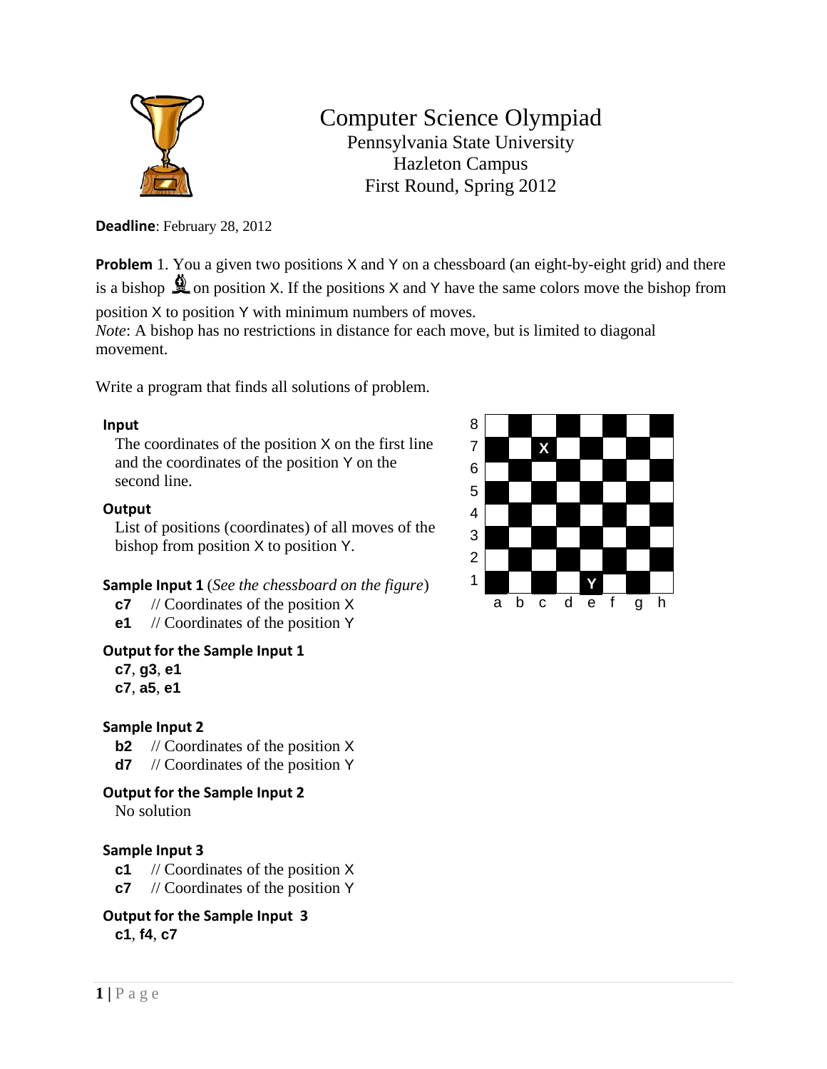# Computer Science Olympiad

Pennsylvania State University
Hazleton Campus
First Round, Spring 2012

**Deadline**: February 28, 2012

**Problem** 1. You a given two positions X and Y on a chessboard (an eight-by-eight grid) and there is a bishop on position X. If the positions X and Y have the same colors move the bishop from position X to position Y with minimum numbers of moves.
*Note*: A bishop has no restrictions in distance for each move, but is limited to diagonal movement.

Write a program that finds all solutions of problem.

**Input**

The coordinates of the position X on the first line and the coordinates of the position Y on the second line.

**Output**

List of positions (coordinates) of all moves of the bishop from position X to position Y.

**Sample Input 1** (*See the chessboard on the figure*)

**c7** // Coordinates of the position X
**e1** // Coordinates of the position Y

**Output for the Sample Input 1**

**c7**, **g3**, **e1**
**c7**, **a5**, **e1**

**Sample Input 2**

**b2** // Coordinates of the position X
**d7** // Coordinates of the position Y

**Output for the Sample Input 2**

No solution

**Sample Input 3**

**c1** // Coordinates of the position X
**c7** // Coordinates of the position Y

**Output for the Sample Input 3**

**c1**, **f4**, **c7**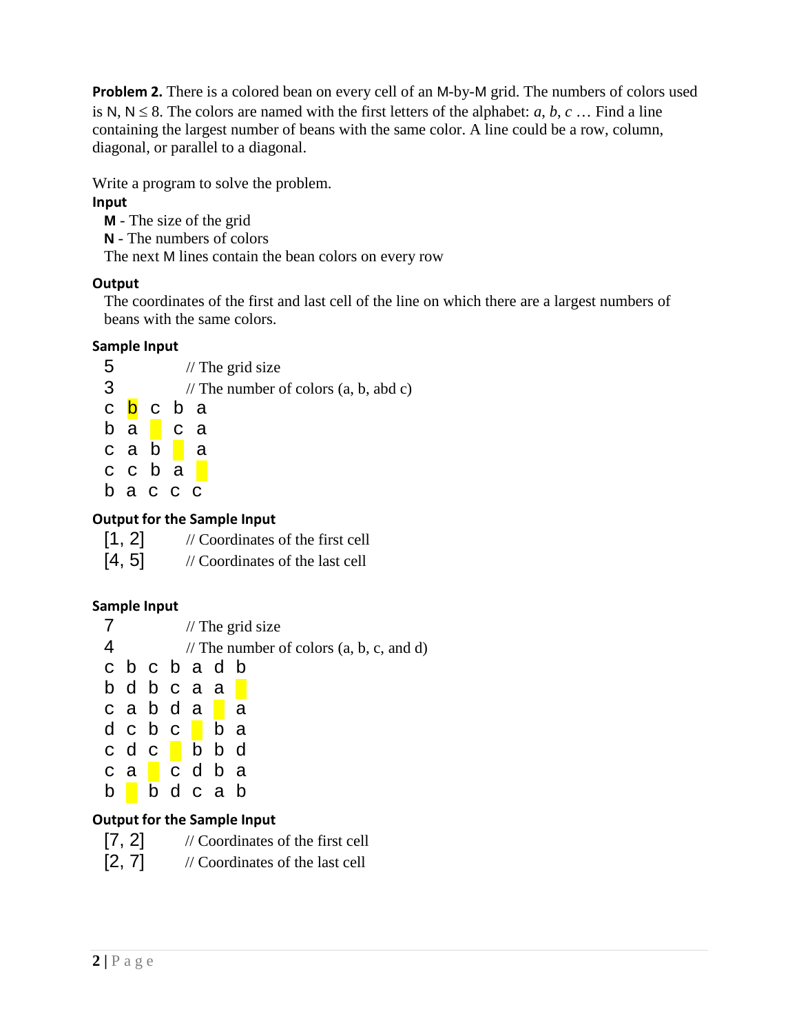**Problem 2.** There is a colored bean on every cell of an M-by-M grid. The numbers of colors used is N, N ≤ 8. The colors are named with the first letters of the alphabet: *a*, *b*, *c* … Find a line containing the largest number of beans with the same color. A line could be a row, column, diagonal, or parallel to a diagonal.

Write a program to solve the problem.

**Input**

**M** - The size of the grid
**N** - The numbers of colors
The next M lines contain the bean colors on every row

**Output**

The coordinates of the first and last cell of the line on which there are a largest numbers of beans with the same colors.

**Sample Input**

```
5          // The grid size
3          // The number of colors (a, b, abd c)
c b c b a
b a   c a
c a b   a
c c b a
b a c c c
```

**Output for the Sample Input**

```
[1, 2]     // Coordinates of the first cell
[4, 5]     // Coordinates of the last cell
```

**Sample Input**

```
7          // The grid size
4          // The number of colors (a, b, c, and d)
c b c b a d b
b d b c a a
c a b d a   a
d c b c   b a
c d c   b b d
c a   c d b a
b   b d c a b
```

**Output for the Sample Input**

```
[7, 2]     // Coordinates of the first cell
[2, 7]     // Coordinates of the last cell
```